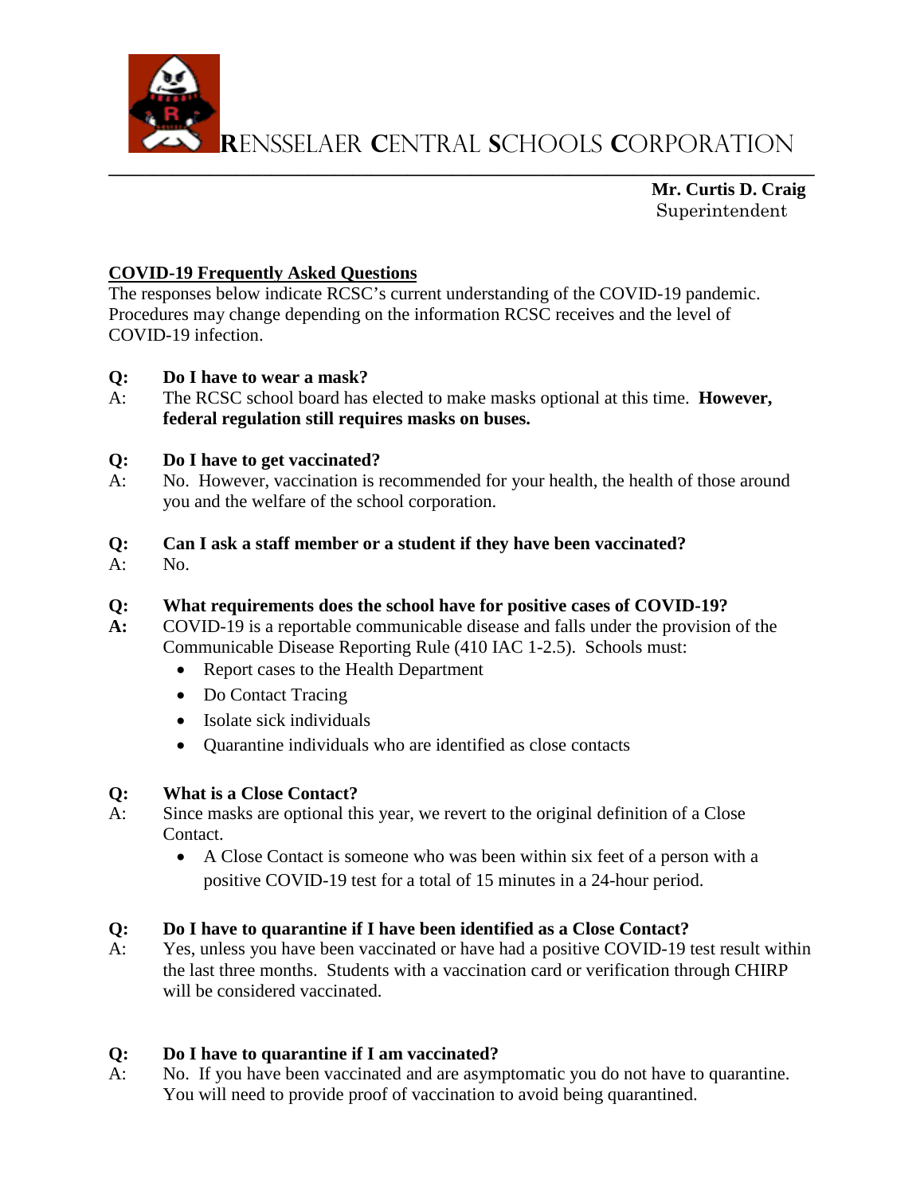# RENSSELAER CENTRAL SCHOOLS CORPORATION

**Mr. Curtis D. Craig**
Superintendent

**COVID-19 Frequently Asked Questions**

The responses below indicate RCSC's current understanding of the COVID-19 pandemic. Procedures may change depending on the information RCSC receives and the level of COVID-19 infection.

**Q: Do I have to wear a mask?**
A: The RCSC school board has elected to make masks optional at this time. **However, federal regulation still requires masks on buses.**

**Q: Do I have to get vaccinated?**
A: No. However, vaccination is recommended for your health, the health of those around you and the welfare of the school corporation.

**Q: Can I ask a staff member or a student if they have been vaccinated?**
A: No.

**Q: What requirements does the school have for positive cases of COVID-19?**
**A:** COVID-19 is a reportable communicable disease and falls under the provision of the Communicable Disease Reporting Rule (410 IAC 1-2.5). Schools must:

- Report cases to the Health Department
- Do Contact Tracing
- Isolate sick individuals
- Quarantine individuals who are identified as close contacts

**Q: What is a Close Contact?**
A: Since masks are optional this year, we revert to the original definition of a Close Contact.

- A Close Contact is someone who was been within six feet of a person with a positive COVID-19 test for a total of 15 minutes in a 24-hour period.

**Q: Do I have to quarantine if I have been identified as a Close Contact?**
A: Yes, unless you have been vaccinated or have had a positive COVID-19 test result within the last three months. Students with a vaccination card or verification through CHIRP will be considered vaccinated.

**Q: Do I have to quarantine if I am vaccinated?**
A: No. If you have been vaccinated and are asymptomatic you do not have to quarantine. You will need to provide proof of vaccination to avoid being quarantined.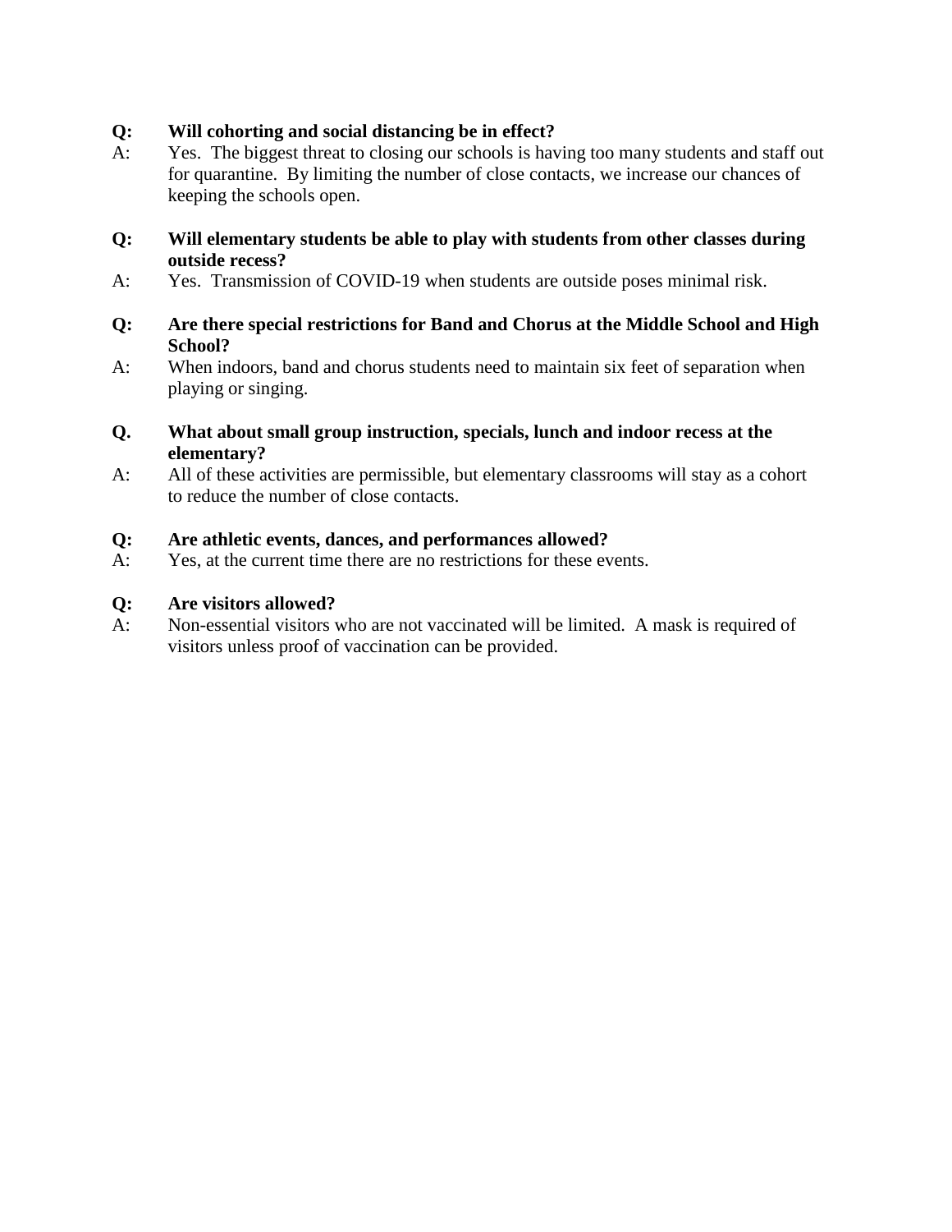**Q: Will cohorting and social distancing be in effect?**

A: Yes. The biggest threat to closing our schools is having too many students and staff out for quarantine. By limiting the number of close contacts, we increase our chances of keeping the schools open.

**Q: Will elementary students be able to play with students from other classes during outside recess?**

A: Yes. Transmission of COVID-19 when students are outside poses minimal risk.

**Q: Are there special restrictions for Band and Chorus at the Middle School and High School?**

A: When indoors, band and chorus students need to maintain six feet of separation when playing or singing.

**Q. What about small group instruction, specials, lunch and indoor recess at the elementary?**

A: All of these activities are permissible, but elementary classrooms will stay as a cohort to reduce the number of close contacts.

**Q: Are athletic events, dances, and performances allowed?**

A: Yes, at the current time there are no restrictions for these events.

**Q: Are visitors allowed?**

A: Non-essential visitors who are not vaccinated will be limited. A mask is required of visitors unless proof of vaccination can be provided.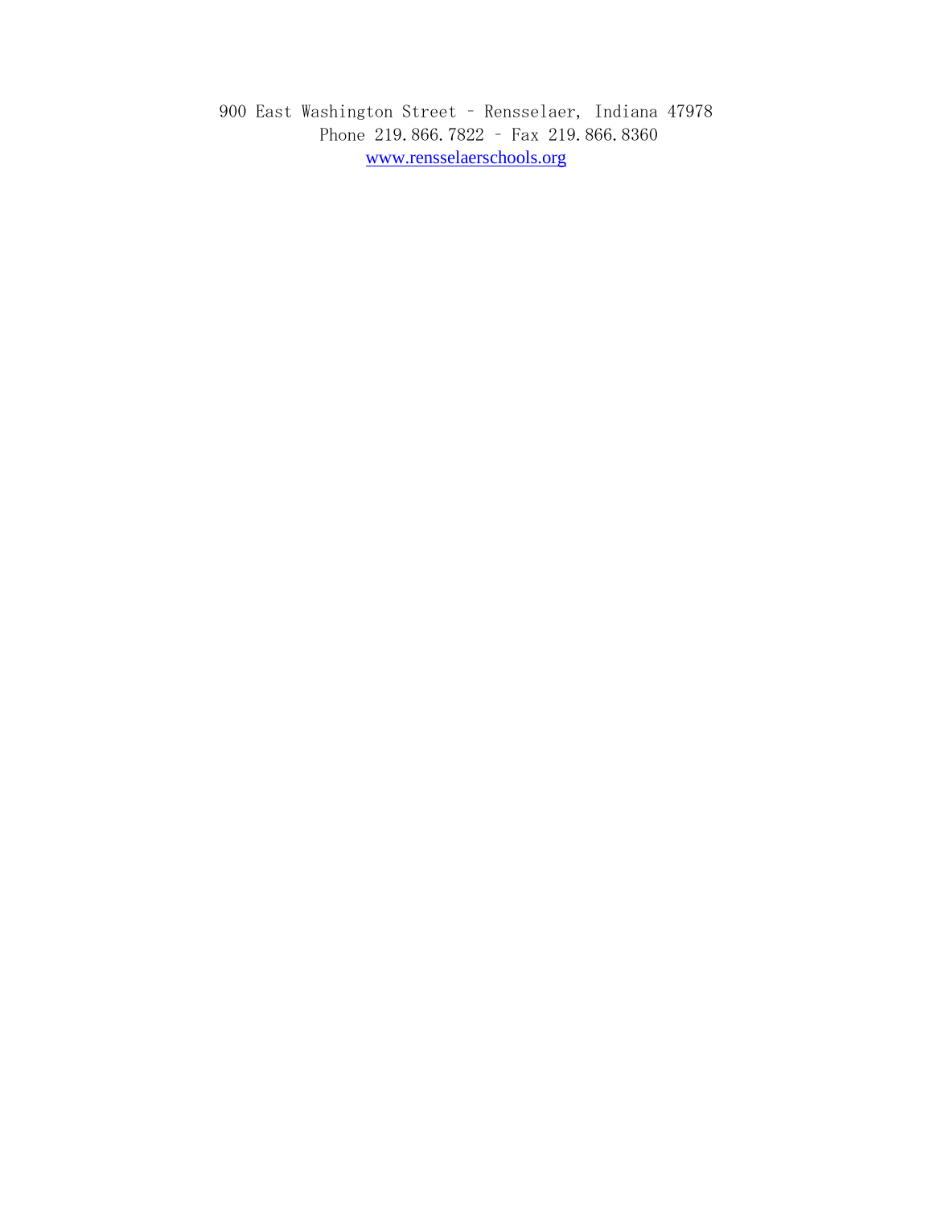900 East Washington Street – Rensselaer, Indiana 47978

Phone 219.866.7822 – Fax 219.866.8360

www.rensselaerschools.org